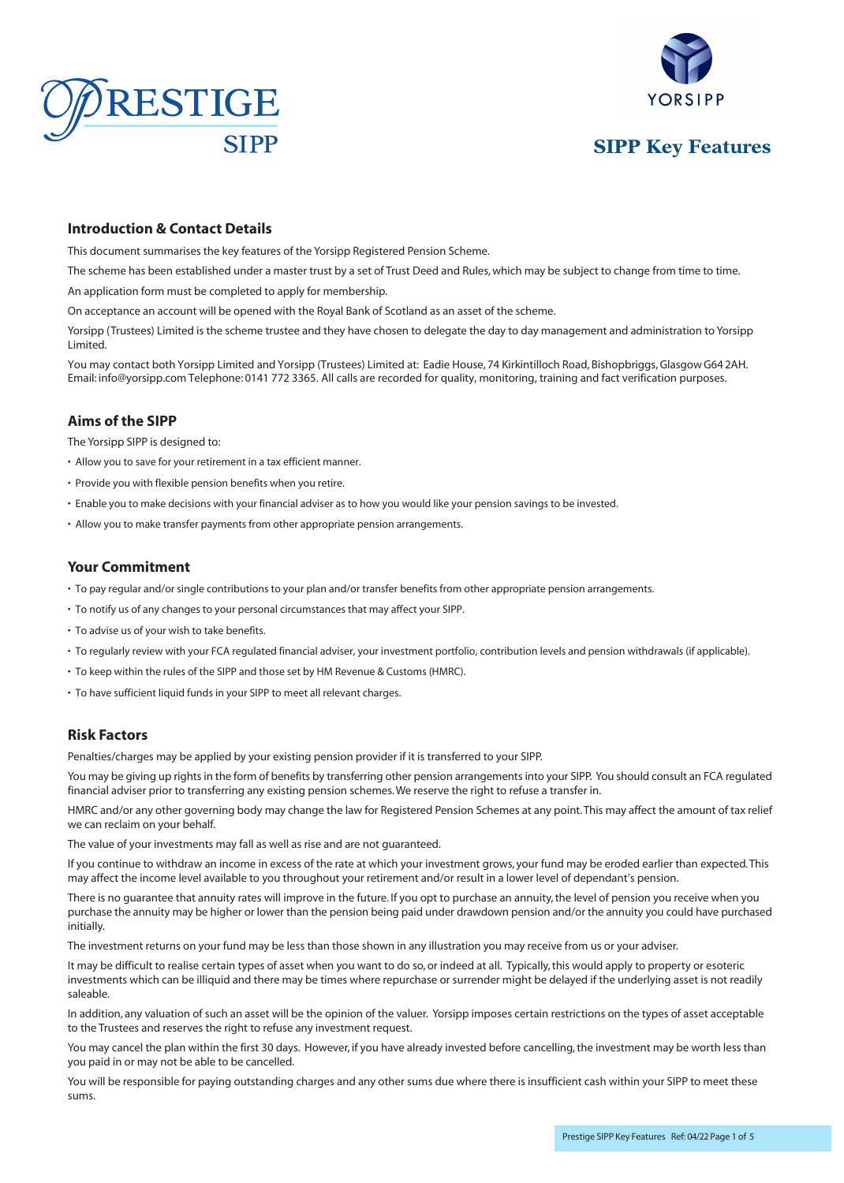PRESTIGE SIPP

YORSIPP

# SIPP Key Features

## Introduction & Contact Details

This document summarises the key features of the Yorsipp Registered Pension Scheme.

The scheme has been established under a master trust by a set of Trust Deed and Rules, which may be subject to change from time to time.

An application form must be completed to apply for membership.

On acceptance an account will be opened with the Royal Bank of Scotland as an asset of the scheme.

Yorsipp (Trustees) Limited is the scheme trustee and they have chosen to delegate the day to day management and administration to Yorsipp Limited.

You may contact both Yorsipp Limited and Yorsipp (Trustees) Limited at: Eadie House, 74 Kirkintilloch Road, Bishopbriggs, Glasgow G64 2AH. Email: info@yorsipp.com Telephone: 0141 772 3365. All calls are recorded for quality, monitoring, training and fact verification purposes.

## Aims of the SIPP

The Yorsipp SIPP is designed to:

- Allow you to save for your retirement in a tax efficient manner.
- Provide you with flexible pension benefits when you retire.
- Enable you to make decisions with your financial adviser as to how you would like your pension savings to be invested.
- Allow you to make transfer payments from other appropriate pension arrangements.

## Your Commitment

- To pay regular and/or single contributions to your plan and/or transfer benefits from other appropriate pension arrangements.
- To notify us of any changes to your personal circumstances that may affect your SIPP.
- To advise us of your wish to take benefits.
- To regularly review with your FCA regulated financial adviser, your investment portfolio, contribution levels and pension withdrawals (if applicable).
- To keep within the rules of the SIPP and those set by HM Revenue & Customs (HMRC).
- To have sufficient liquid funds in your SIPP to meet all relevant charges.

## Risk Factors

Penalties/charges may be applied by your existing pension provider if it is transferred to your SIPP.

You may be giving up rights in the form of benefits by transferring other pension arrangements into your SIPP. You should consult an FCA regulated financial adviser prior to transferring any existing pension schemes. We reserve the right to refuse a transfer in.

HMRC and/or any other governing body may change the law for Registered Pension Schemes at any point. This may affect the amount of tax relief we can reclaim on your behalf.

The value of your investments may fall as well as rise and are not guaranteed.

If you continue to withdraw an income in excess of the rate at which your investment grows, your fund may be eroded earlier than expected. This may affect the income level available to you throughout your retirement and/or result in a lower level of dependant's pension.

There is no guarantee that annuity rates will improve in the future. If you opt to purchase an annuity, the level of pension you receive when you purchase the annuity may be higher or lower than the pension being paid under drawdown pension and/or the annuity you could have purchased initially.

The investment returns on your fund may be less than those shown in any illustration you may receive from us or your adviser.

It may be difficult to realise certain types of asset when you want to do so, or indeed at all. Typically, this would apply to property or esoteric investments which can be illiquid and there may be times where repurchase or surrender might be delayed if the underlying asset is not readily saleable.

In addition, any valuation of such an asset will be the opinion of the valuer. Yorsipp imposes certain restrictions on the types of asset acceptable to the Trustees and reserves the right to refuse any investment request.

You may cancel the plan within the first 30 days. However, if you have already invested before cancelling, the investment may be worth less than you paid in or may not be able to be cancelled.

You will be responsible for paying outstanding charges and any other sums due where there is insufficient cash within your SIPP to meet these sums.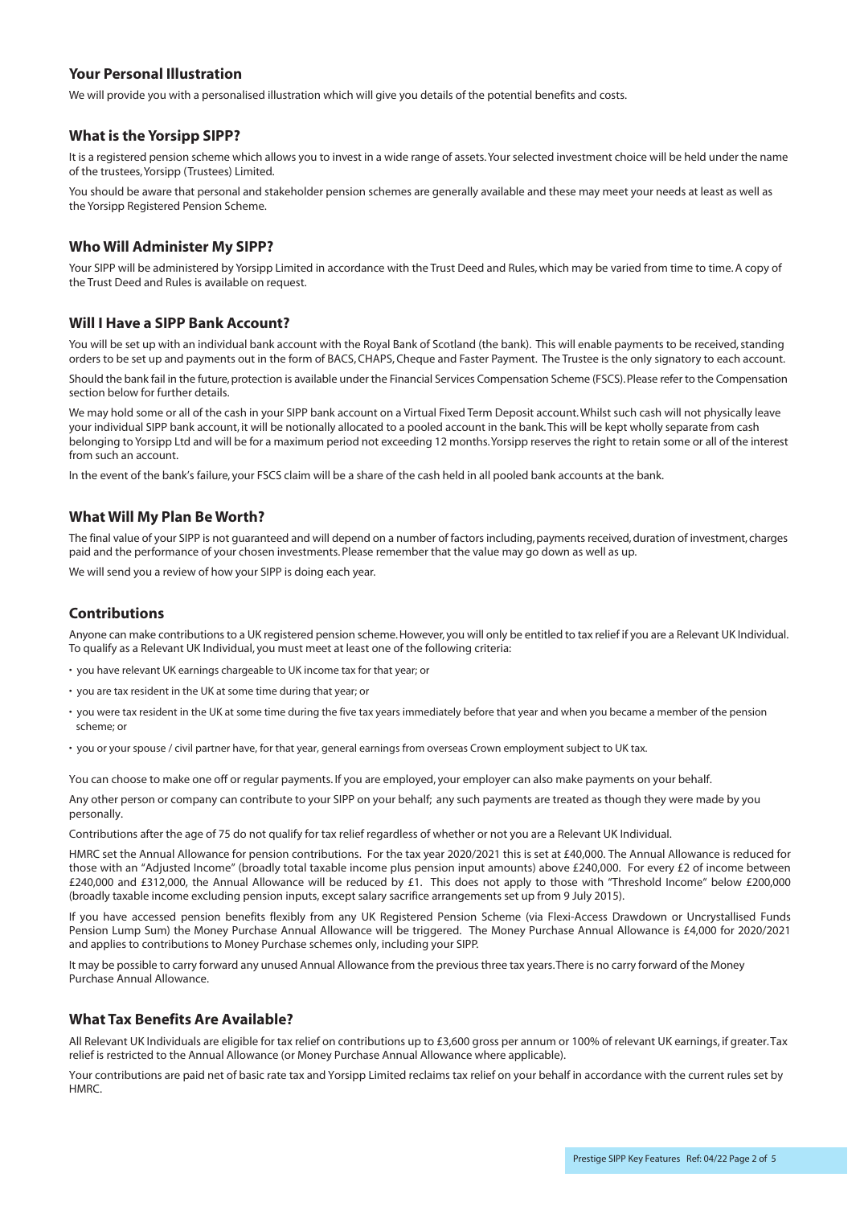## Your Personal Illustration

We will provide you with a personalised illustration which will give you details of the potential benefits and costs.

## What is the Yorsipp SIPP?

It is a registered pension scheme which allows you to invest in a wide range of assets. Your selected investment choice will be held under the name of the trustees, Yorsipp (Trustees) Limited.

You should be aware that personal and stakeholder pension schemes are generally available and these may meet your needs at least as well as the Yorsipp Registered Pension Scheme.

## Who Will Administer My SIPP?

Your SIPP will be administered by Yorsipp Limited in accordance with the Trust Deed and Rules, which may be varied from time to time. A copy of the Trust Deed and Rules is available on request.

## Will I Have a SIPP Bank Account?

You will be set up with an individual bank account with the Royal Bank of Scotland (the bank). This will enable payments to be received, standing orders to be set up and payments out in the form of BACS, CHAPS, Cheque and Faster Payment. The Trustee is the only signatory to each account.

Should the bank fail in the future, protection is available under the Financial Services Compensation Scheme (FSCS). Please refer to the Compensation section below for further details.

We may hold some or all of the cash in your SIPP bank account on a Virtual Fixed Term Deposit account. Whilst such cash will not physically leave your individual SIPP bank account, it will be notionally allocated to a pooled account in the bank. This will be kept wholly separate from cash belonging to Yorsipp Ltd and will be for a maximum period not exceeding 12 months. Yorsipp reserves the right to retain some or all of the interest from such an account.

In the event of the bank's failure, your FSCS claim will be a share of the cash held in all pooled bank accounts at the bank.

## What Will My Plan Be Worth?

The final value of your SIPP is not guaranteed and will depend on a number of factors including, payments received, duration of investment, charges paid and the performance of your chosen investments. Please remember that the value may go down as well as up.

We will send you a review of how your SIPP is doing each year.

## Contributions

Anyone can make contributions to a UK registered pension scheme. However, you will only be entitled to tax relief if you are a Relevant UK Individual. To qualify as a Relevant UK Individual, you must meet at least one of the following criteria:

- you have relevant UK earnings chargeable to UK income tax for that year; or
- you are tax resident in the UK at some time during that year; or
- you were tax resident in the UK at some time during the five tax years immediately before that year and when you became a member of the pension scheme; or
- you or your spouse / civil partner have, for that year, general earnings from overseas Crown employment subject to UK tax.

You can choose to make one off or regular payments. If you are employed, your employer can also make payments on your behalf.

Any other person or company can contribute to your SIPP on your behalf; any such payments are treated as though they were made by you personally.

Contributions after the age of 75 do not qualify for tax relief regardless of whether or not you are a Relevant UK Individual.

HMRC set the Annual Allowance for pension contributions. For the tax year 2020/2021 this is set at £40,000. The Annual Allowance is reduced for those with an "Adjusted Income" (broadly total taxable income plus pension input amounts) above £240,000. For every £2 of income between £240,000 and £312,000, the Annual Allowance will be reduced by £1. This does not apply to those with "Threshold Income" below £200,000 (broadly taxable income excluding pension inputs, except salary sacrifice arrangements set up from 9 July 2015).

If you have accessed pension benefits flexibly from any UK Registered Pension Scheme (via Flexi-Access Drawdown or Uncrystallised Funds Pension Lump Sum) the Money Purchase Annual Allowance will be triggered. The Money Purchase Annual Allowance is £4,000 for 2020/2021 and applies to contributions to Money Purchase schemes only, including your SIPP.

It may be possible to carry forward any unused Annual Allowance from the previous three tax years. There is no carry forward of the Money Purchase Annual Allowance.

## What Tax Benefits Are Available?

All Relevant UK Individuals are eligible for tax relief on contributions up to £3,600 gross per annum or 100% of relevant UK earnings, if greater. Tax relief is restricted to the Annual Allowance (or Money Purchase Annual Allowance where applicable).

Your contributions are paid net of basic rate tax and Yorsipp Limited reclaims tax relief on your behalf in accordance with the current rules set by HMRC.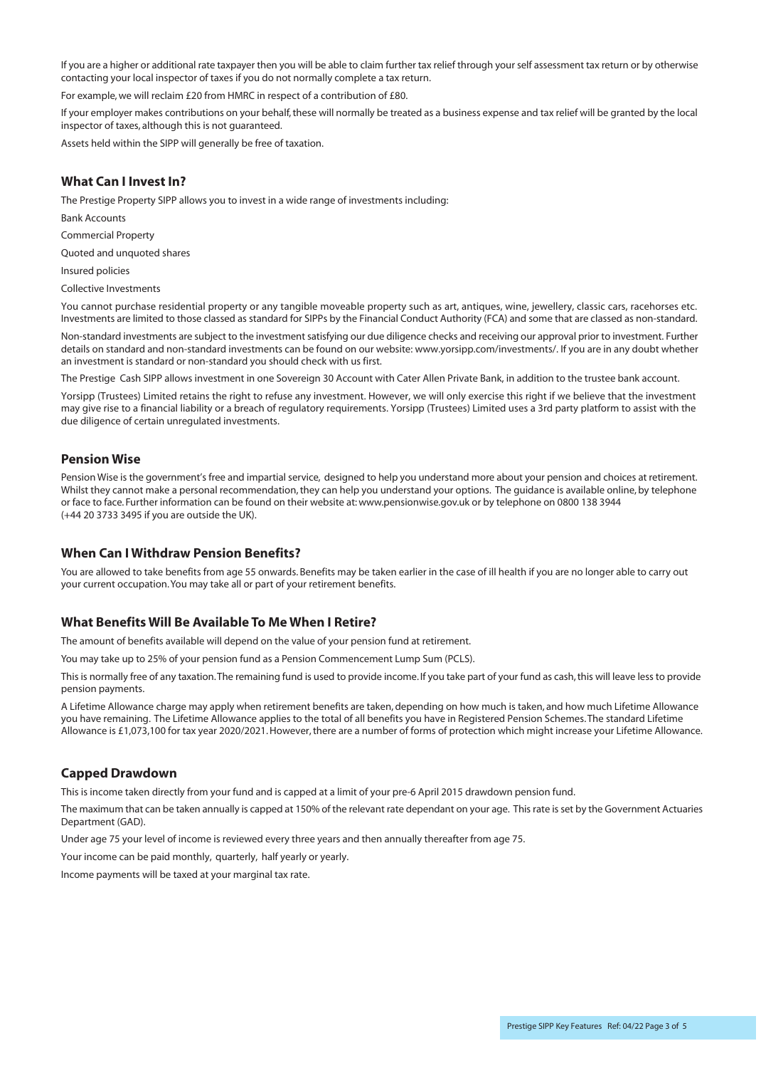If you are a higher or additional rate taxpayer then you will be able to claim further tax relief through your self assessment tax return or by otherwise contacting your local inspector of taxes if you do not normally complete a tax return.

For example, we will reclaim £20 from HMRC in respect of a contribution of £80.

If your employer makes contributions on your behalf, these will normally be treated as a business expense and tax relief will be granted by the local inspector of taxes, although this is not guaranteed.

Assets held within the SIPP will generally be free of taxation.

## What Can I Invest In?

The Prestige Property SIPP allows you to invest in a wide range of investments including:

Bank Accounts

Commercial Property

Quoted and unquoted shares

Insured policies

Collective Investments

You cannot purchase residential property or any tangible moveable property such as art, antiques, wine, jewellery, classic cars, racehorses etc. Investments are limited to those classed as standard for SIPPs by the Financial Conduct Authority (FCA) and some that are classed as non-standard.

Non-standard investments are subject to the investment satisfying our due diligence checks and receiving our approval prior to investment. Further details on standard and non-standard investments can be found on our website: www.yorsipp.com/investments/. If you are in any doubt whether an investment is standard or non-standard you should check with us first.

The Prestige Cash SIPP allows investment in one Sovereign 30 Account with Cater Allen Private Bank, in addition to the trustee bank account.

Yorsipp (Trustees) Limited retains the right to refuse any investment. However, we will only exercise this right if we believe that the investment may give rise to a financial liability or a breach of regulatory requirements. Yorsipp (Trustees) Limited uses a 3rd party platform to assist with the due diligence of certain unregulated investments.

## Pension Wise

Pension Wise is the government's free and impartial service, designed to help you understand more about your pension and choices at retirement. Whilst they cannot make a personal recommendation, they can help you understand your options. The guidance is available online, by telephone or face to face. Further information can be found on their website at: www.pensionwise.gov.uk or by telephone on 0800 138 3944 (+44 20 3733 3495 if you are outside the UK).

## When Can I Withdraw Pension Benefits?

You are allowed to take benefits from age 55 onwards. Benefits may be taken earlier in the case of ill health if you are no longer able to carry out your current occupation. You may take all or part of your retirement benefits.

## What Benefits Will Be Available To Me When I Retire?

The amount of benefits available will depend on the value of your pension fund at retirement.

You may take up to 25% of your pension fund as a Pension Commencement Lump Sum (PCLS).

This is normally free of any taxation. The remaining fund is used to provide income. If you take part of your fund as cash, this will leave less to provide pension payments.

A Lifetime Allowance charge may apply when retirement benefits are taken, depending on how much is taken, and how much Lifetime Allowance you have remaining. The Lifetime Allowance applies to the total of all benefits you have in Registered Pension Schemes. The standard Lifetime Allowance is £1,073,100 for tax year 2020/2021. However, there are a number of forms of protection which might increase your Lifetime Allowance.

## Capped Drawdown

This is income taken directly from your fund and is capped at a limit of your pre-6 April 2015 drawdown pension fund.

The maximum that can be taken annually is capped at 150% of the relevant rate dependant on your age. This rate is set by the Government Actuaries Department (GAD).

Under age 75 your level of income is reviewed every three years and then annually thereafter from age 75.

Your income can be paid monthly, quarterly, half yearly or yearly.

Income payments will be taxed at your marginal tax rate.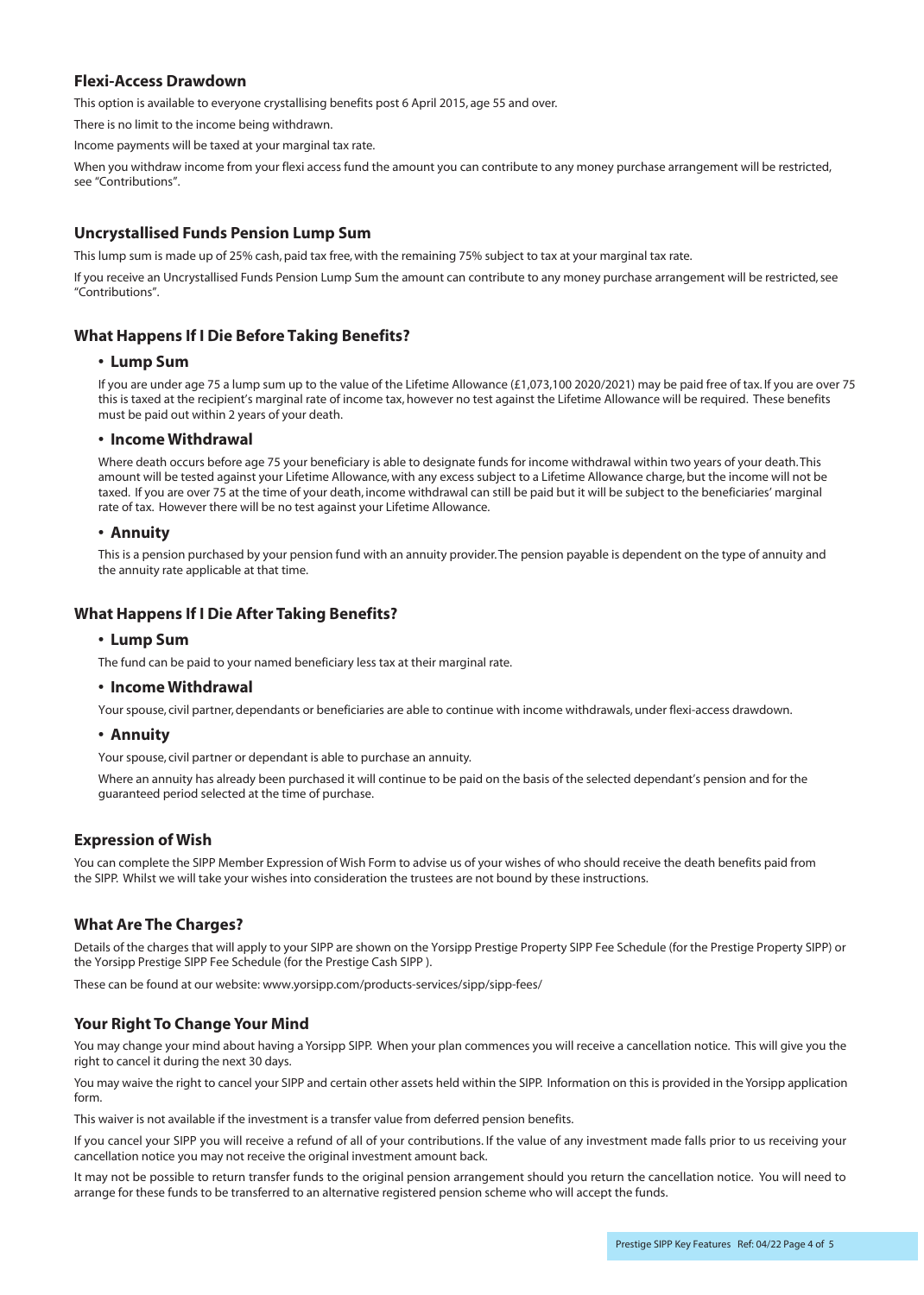### Flexi-Access Drawdown

This option is available to everyone crystallising benefits post 6 April 2015, age 55 and over.

There is no limit to the income being withdrawn.

Income payments will be taxed at your marginal tax rate.

When you withdraw income from your flexi access fund the amount you can contribute to any money purchase arrangement will be restricted, see "Contributions".

### Uncrystallised Funds Pension Lump Sum

This lump sum is made up of 25% cash, paid tax free, with the remaining 75% subject to tax at your marginal tax rate.

If you receive an Uncrystallised Funds Pension Lump Sum the amount can contribute to any money purchase arrangement will be restricted, see "Contributions".

### What Happens If I Die Before Taking Benefits?

- **Lump Sum**

  If you are under age 75 a lump sum up to the value of the Lifetime Allowance (£1,073,100 2020/2021) may be paid free of tax. If you are over 75 this is taxed at the recipient's marginal rate of income tax, however no test against the Lifetime Allowance will be required. These benefits must be paid out within 2 years of your death.

- **Income Withdrawal**

  Where death occurs before age 75 your beneficiary is able to designate funds for income withdrawal within two years of your death. This amount will be tested against your Lifetime Allowance, with any excess subject to a Lifetime Allowance charge, but the income will not be taxed. If you are over 75 at the time of your death, income withdrawal can still be paid but it will be subject to the beneficiaries' marginal rate of tax. However there will be no test against your Lifetime Allowance.

- **Annuity**

  This is a pension purchased by your pension fund with an annuity provider. The pension payable is dependent on the type of annuity and the annuity rate applicable at that time.

### What Happens If I Die After Taking Benefits?

- **Lump Sum**

  The fund can be paid to your named beneficiary less tax at their marginal rate.

- **Income Withdrawal**

  Your spouse, civil partner, dependants or beneficiaries are able to continue with income withdrawals, under flexi-access drawdown.

- **Annuity**

  Your spouse, civil partner or dependant is able to purchase an annuity.

  Where an annuity has already been purchased it will continue to be paid on the basis of the selected dependant's pension and for the guaranteed period selected at the time of purchase.

### Expression of Wish

You can complete the SIPP Member Expression of Wish Form to advise us of your wishes of who should receive the death benefits paid from the SIPP. Whilst we will take your wishes into consideration the trustees are not bound by these instructions.

### What Are The Charges?

Details of the charges that will apply to your SIPP are shown on the Yorsipp Prestige Property SIPP Fee Schedule (for the Prestige Property SIPP) or the Yorsipp Prestige SIPP Fee Schedule (for the Prestige Cash SIPP ).

These can be found at our website: www.yorsipp.com/products-services/sipp/sipp-fees/

### Your Right To Change Your Mind

You may change your mind about having a Yorsipp SIPP. When your plan commences you will receive a cancellation notice. This will give you the right to cancel it during the next 30 days.

You may waive the right to cancel your SIPP and certain other assets held within the SIPP. Information on this is provided in the Yorsipp application form.

This waiver is not available if the investment is a transfer value from deferred pension benefits.

If you cancel your SIPP you will receive a refund of all of your contributions. If the value of any investment made falls prior to us receiving your cancellation notice you may not receive the original investment amount back.

It may not be possible to return transfer funds to the original pension arrangement should you return the cancellation notice. You will need to arrange for these funds to be transferred to an alternative registered pension scheme who will accept the funds.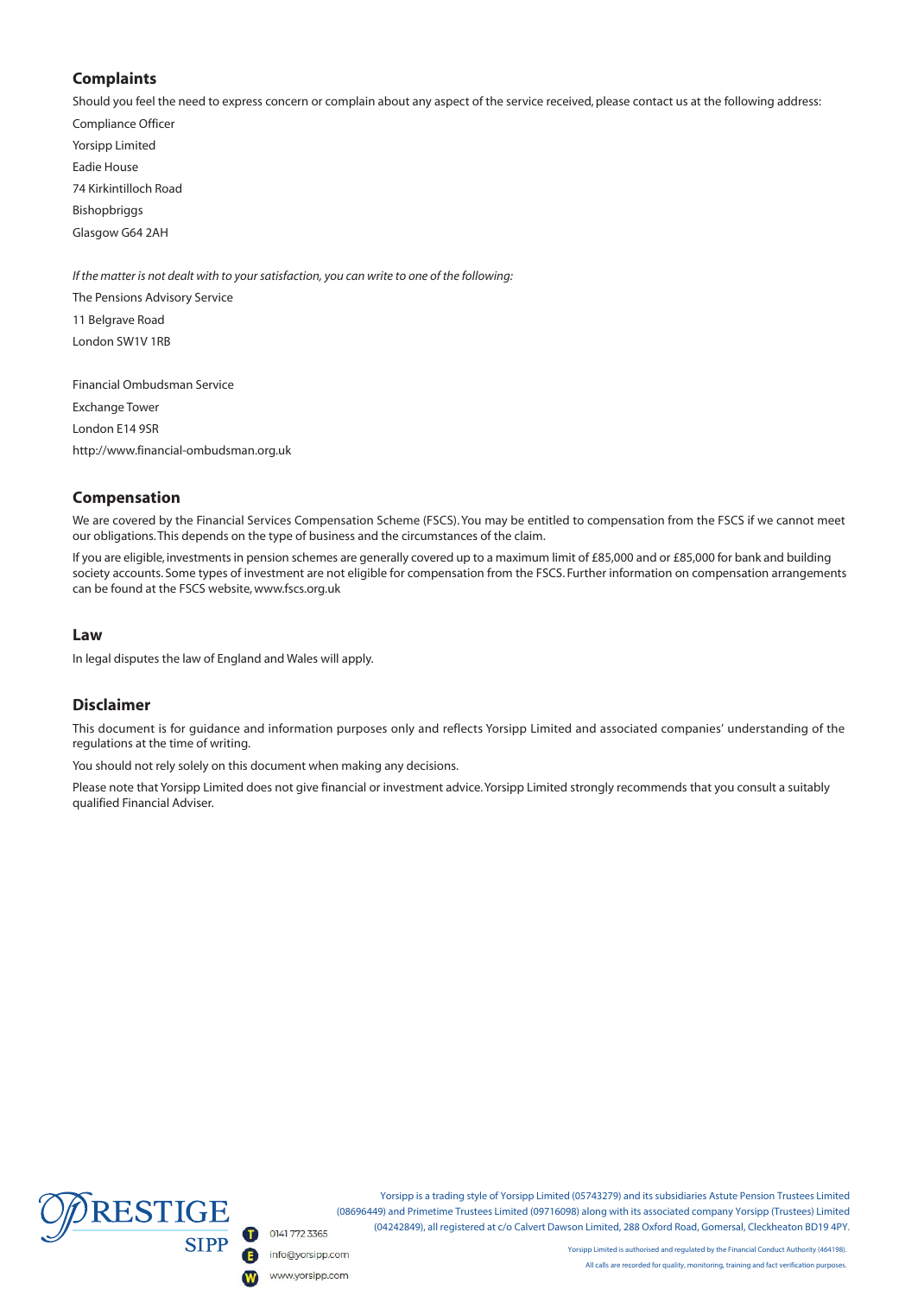## Complaints

Should you feel the need to express concern or complain about any aspect of the service received, please contact us at the following address:

Compliance Officer
Yorsipp Limited
Eadie House
74 Kirkintilloch Road
Bishopbriggs
Glasgow G64 2AH

*If the matter is not dealt with to your satisfaction, you can write to one of the following:*

The Pensions Advisory Service
11 Belgrave Road
London SW1V 1RB

Financial Ombudsman Service
Exchange Tower
London E14 9SR
http://www.financial-ombudsman.org.uk

## Compensation

We are covered by the Financial Services Compensation Scheme (FSCS). You may be entitled to compensation from the FSCS if we cannot meet our obligations. This depends on the type of business and the circumstances of the claim.

If you are eligible, investments in pension schemes are generally covered up to a maximum limit of £85,000 and or £85,000 for bank and building society accounts. Some types of investment are not eligible for compensation from the FSCS. Further information on compensation arrangements can be found at the FSCS website, www.fscs.org.uk

## Law

In legal disputes the law of England and Wales will apply.

## Disclaimer

This document is for guidance and information purposes only and reflects Yorsipp Limited and associated companies' understanding of the regulations at the time of writing.

You should not rely solely on this document when making any decisions.

Please note that Yorsipp Limited does not give financial or investment advice. Yorsipp Limited strongly recommends that you consult a suitably qualified Financial Adviser.

PRESTIGE SIPP

T 0141 772 3365
E info@yorsipp.com
W www.yorsipp.com

Yorsipp is a trading style of Yorsipp Limited (05743279) and its subsidiaries Astute Pension Trustees Limited (08696449) and Primetime Trustees Limited (09716098) along with its associated company Yorsipp (Trustees) Limited (04242849), all registered at c/o Calvert Dawson Limited, 288 Oxford Road, Gomersal, Cleckheaton BD19 4PY.

Yorsipp Limited is authorised and regulated by the Financial Conduct Authority (464198).

All calls are recorded for quality, monitoring, training and fact verification purposes.